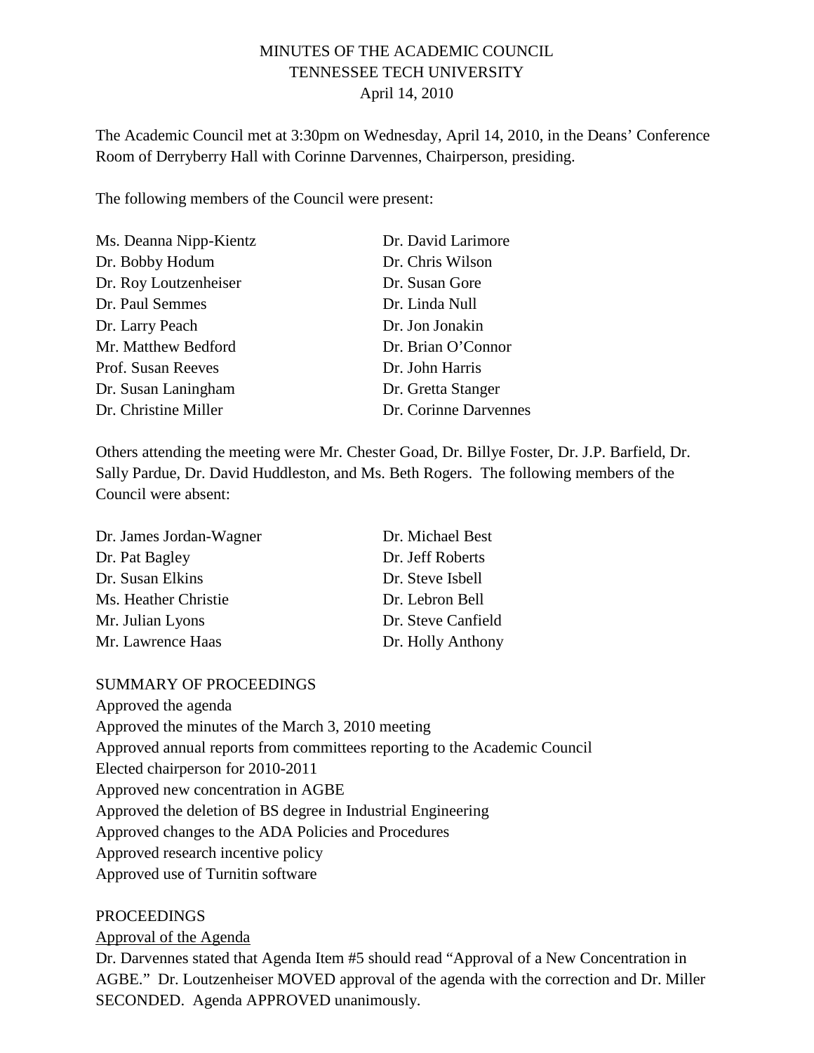# MINUTES OF THE ACADEMIC COUNCIL
## TENNESSEE TECH UNIVERSITY
### April 14, 2010

The Academic Council met at 3:30pm on Wednesday, April 14, 2010, in the Deans' Conference Room of Derryberry Hall with Corinne Darvennes, Chairperson, presiding.

The following members of the Council were present:

| | |
|---|---|
| Ms. Deanna Nipp-Kientz | Dr. David Larimore |
| Dr. Bobby Hodum | Dr. Chris Wilson |
| Dr. Roy Loutzenheiser | Dr. Susan Gore |
| Dr. Paul Semmes | Dr. Linda Null |
| Dr. Larry Peach | Dr. Jon Jonakin |
| Mr. Matthew Bedford | Dr. Brian O'Connor |
| Prof. Susan Reeves | Dr. John Harris |
| Dr. Susan Laningham | Dr. Gretta Stanger |
| Dr. Christine Miller | Dr. Corinne Darvennes |

Others attending the meeting were Mr. Chester Goad, Dr. Billye Foster, Dr. J.P. Barfield, Dr. Sally Pardue, Dr. David Huddleston, and Ms. Beth Rogers. The following members of the Council were absent:

| | |
|---|---|
| Dr. James Jordan-Wagner | Dr. Michael Best |
| Dr. Pat Bagley | Dr. Jeff Roberts |
| Dr. Susan Elkins | Dr. Steve Isbell |
| Ms. Heather Christie | Dr. Lebron Bell |
| Mr. Julian Lyons | Dr. Steve Canfield |
| Mr. Lawrence Haas | Dr. Holly Anthony |

SUMMARY OF PROCEEDINGS

Approved the agenda
Approved the minutes of the March 3, 2010 meeting
Approved annual reports from committees reporting to the Academic Council
Elected chairperson for 2010-2011
Approved new concentration in AGBE
Approved the deletion of BS degree in Industrial Engineering
Approved changes to the ADA Policies and Procedures
Approved research incentive policy
Approved use of Turnitin software

PROCEEDINGS

Approval of the Agenda

Dr. Darvennes stated that Agenda Item #5 should read "Approval of a New Concentration in AGBE." Dr. Loutzenheiser MOVED approval of the agenda with the correction and Dr. Miller SECONDED. Agenda APPROVED unanimously.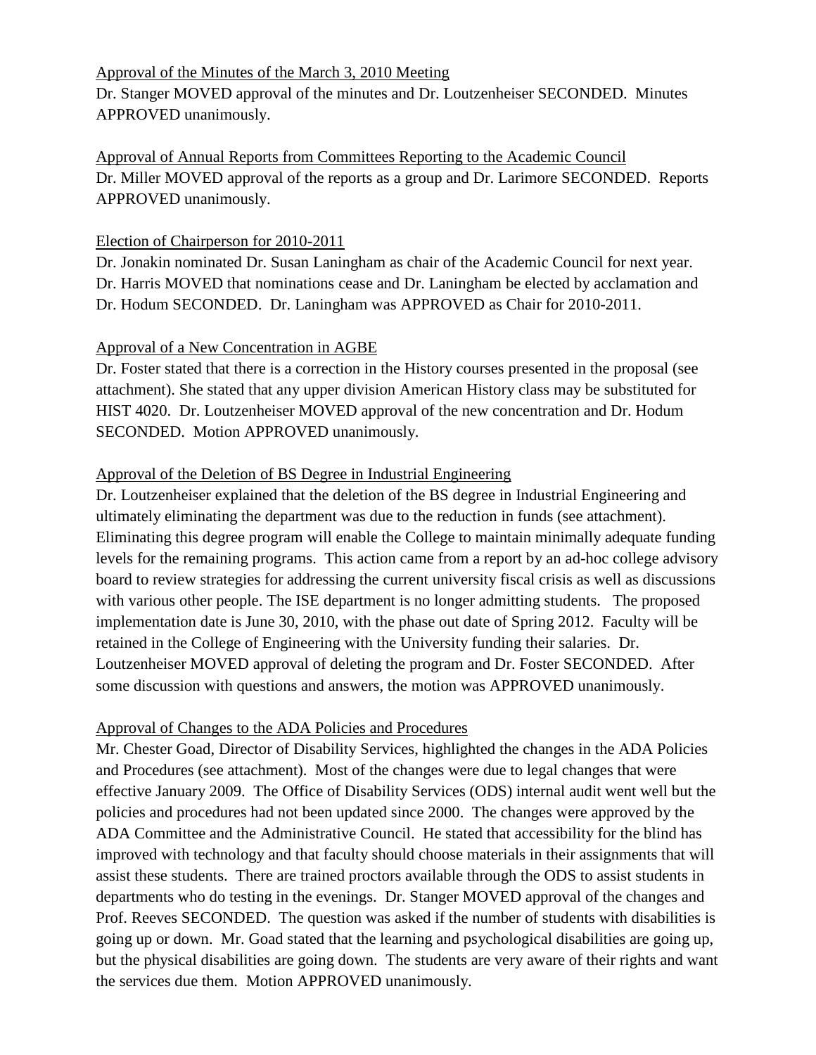Approval of the Minutes of the March 3, 2010 Meeting

Dr. Stanger MOVED approval of the minutes and Dr. Loutzenheiser SECONDED. Minutes APPROVED unanimously.

Approval of Annual Reports from Committees Reporting to the Academic Council

Dr. Miller MOVED approval of the reports as a group and Dr. Larimore SECONDED. Reports APPROVED unanimously.

Election of Chairperson for 2010-2011

Dr. Jonakin nominated Dr. Susan Laningham as chair of the Academic Council for next year. Dr. Harris MOVED that nominations cease and Dr. Laningham be elected by acclamation and Dr. Hodum SECONDED. Dr. Laningham was APPROVED as Chair for 2010-2011.

Approval of a New Concentration in AGBE

Dr. Foster stated that there is a correction in the History courses presented in the proposal (see attachment). She stated that any upper division American History class may be substituted for HIST 4020. Dr. Loutzenheiser MOVED approval of the new concentration and Dr. Hodum SECONDED. Motion APPROVED unanimously.

Approval of the Deletion of BS Degree in Industrial Engineering

Dr. Loutzenheiser explained that the deletion of the BS degree in Industrial Engineering and ultimately eliminating the department was due to the reduction in funds (see attachment). Eliminating this degree program will enable the College to maintain minimally adequate funding levels for the remaining programs. This action came from a report by an ad-hoc college advisory board to review strategies for addressing the current university fiscal crisis as well as discussions with various other people. The ISE department is no longer admitting students. The proposed implementation date is June 30, 2010, with the phase out date of Spring 2012. Faculty will be retained in the College of Engineering with the University funding their salaries. Dr. Loutzenheiser MOVED approval of deleting the program and Dr. Foster SECONDED. After some discussion with questions and answers, the motion was APPROVED unanimously.

Approval of Changes to the ADA Policies and Procedures

Mr. Chester Goad, Director of Disability Services, highlighted the changes in the ADA Policies and Procedures (see attachment). Most of the changes were due to legal changes that were effective January 2009. The Office of Disability Services (ODS) internal audit went well but the policies and procedures had not been updated since 2000. The changes were approved by the ADA Committee and the Administrative Council. He stated that accessibility for the blind has improved with technology and that faculty should choose materials in their assignments that will assist these students. There are trained proctors available through the ODS to assist students in departments who do testing in the evenings. Dr. Stanger MOVED approval of the changes and Prof. Reeves SECONDED. The question was asked if the number of students with disabilities is going up or down. Mr. Goad stated that the learning and psychological disabilities are going up, but the physical disabilities are going down. The students are very aware of their rights and want the services due them. Motion APPROVED unanimously.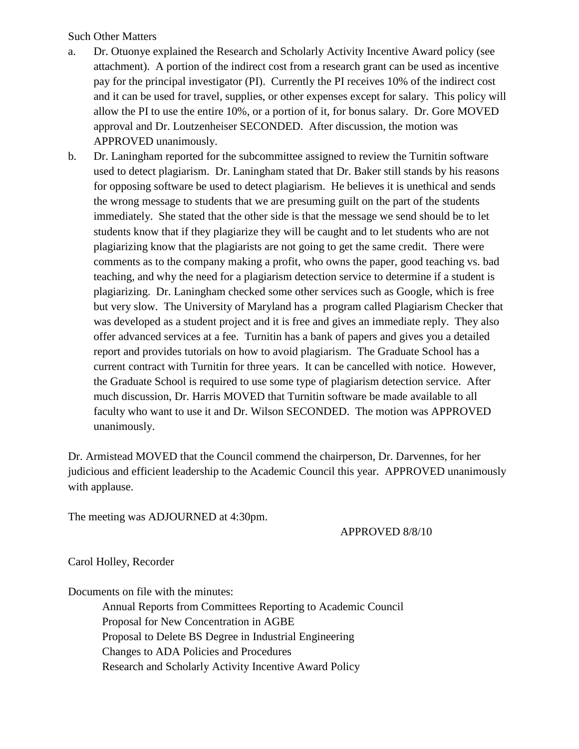Such Other Matters

a. Dr. Otuonye explained the Research and Scholarly Activity Incentive Award policy (see attachment). A portion of the indirect cost from a research grant can be used as incentive pay for the principal investigator (PI). Currently the PI receives 10% of the indirect cost and it can be used for travel, supplies, or other expenses except for salary. This policy will allow the PI to use the entire 10%, or a portion of it, for bonus salary. Dr. Gore MOVED approval and Dr. Loutzenheiser SECONDED. After discussion, the motion was APPROVED unanimously.

b. Dr. Laningham reported for the subcommittee assigned to review the Turnitin software used to detect plagiarism. Dr. Laningham stated that Dr. Baker still stands by his reasons for opposing software be used to detect plagiarism. He believes it is unethical and sends the wrong message to students that we are presuming guilt on the part of the students immediately. She stated that the other side is that the message we send should be to let students know that if they plagiarize they will be caught and to let students who are not plagiarizing know that the plagiarists are not going to get the same credit. There were comments as to the company making a profit, who owns the paper, good teaching vs. bad teaching, and why the need for a plagiarism detection service to determine if a student is plagiarizing. Dr. Laningham checked some other services such as Google, which is free but very slow. The University of Maryland has a program called Plagiarism Checker that was developed as a student project and it is free and gives an immediate reply. They also offer advanced services at a fee. Turnitin has a bank of papers and gives you a detailed report and provides tutorials on how to avoid plagiarism. The Graduate School has a current contract with Turnitin for three years. It can be cancelled with notice. However, the Graduate School is required to use some type of plagiarism detection service. After much discussion, Dr. Harris MOVED that Turnitin software be made available to all faculty who want to use it and Dr. Wilson SECONDED. The motion was APPROVED unanimously.

Dr. Armistead MOVED that the Council commend the chairperson, Dr. Darvennes, for her judicious and efficient leadership to the Academic Council this year. APPROVED unanimously with applause.

The meeting was ADJOURNED at 4:30pm.

APPROVED 8/8/10

Carol Holley, Recorder

Documents on file with the minutes:

- Annual Reports from Committees Reporting to Academic Council
- Proposal for New Concentration in AGBE
- Proposal to Delete BS Degree in Industrial Engineering
- Changes to ADA Policies and Procedures
- Research and Scholarly Activity Incentive Award Policy